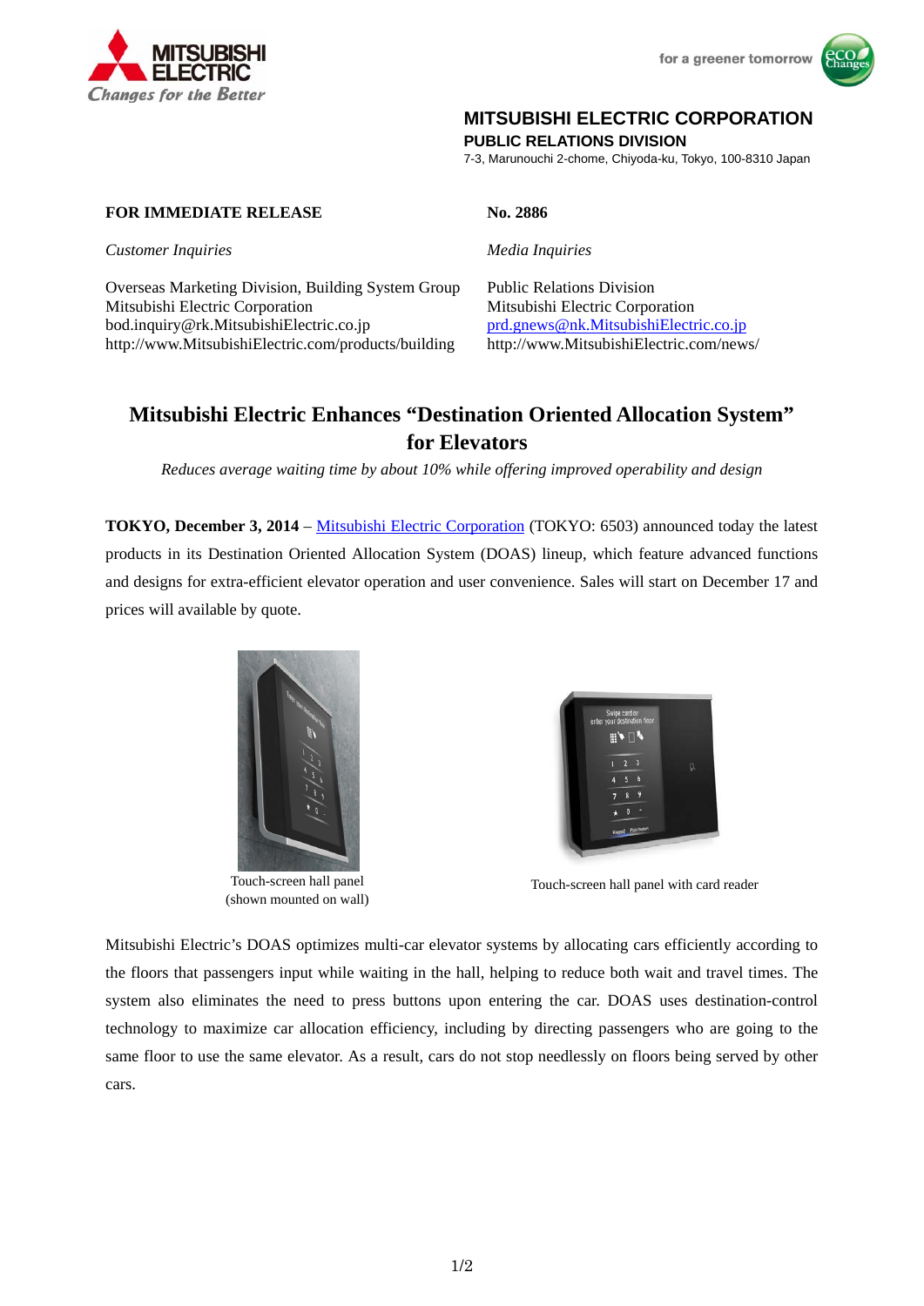MITSUBISHI ELECTRIC
*Changes for the Better*

for a greener tomorrow

**MITSUBISHI ELECTRIC CORPORATION**
**PUBLIC RELATIONS DIVISION**
7-3, Marunouchi 2-chome, Chiyoda-ku, Tokyo, 100-8310 Japan

**FOR IMMEDIATE RELEASE**

**No. 2886**

*Customer Inquiries*

Overseas Marketing Division, Building System Group
Mitsubishi Electric Corporation
bod.inquiry@rk.MitsubishiElectric.co.jp
http://www.MitsubishiElectric.com/products/building

*Media Inquiries*

Public Relations Division
Mitsubishi Electric Corporation
prd.gnews@nk.MitsubishiElectric.co.jp
http://www.MitsubishiElectric.com/news/

# Mitsubishi Electric Enhances "Destination Oriented Allocation System" for Elevators

*Reduces average waiting time by about 10% while offering improved operability and design*

**TOKYO, December 3, 2014** – Mitsubishi Electric Corporation (TOKYO: 6503) announced today the latest products in its Destination Oriented Allocation System (DOAS) lineup, which feature advanced functions and designs for extra-efficient elevator operation and user convenience. Sales will start on December 17 and prices will available by quote.

Touch-screen hall panel
(shown mounted on wall)

Touch-screen hall panel with card reader

Mitsubishi Electric's DOAS optimizes multi-car elevator systems by allocating cars efficiently according to the floors that passengers input while waiting in the hall, helping to reduce both wait and travel times. The system also eliminates the need to press buttons upon entering the car. DOAS uses destination-control technology to maximize car allocation efficiency, including by directing passengers who are going to the same floor to use the same elevator. As a result, cars do not stop needlessly on floors being served by other cars.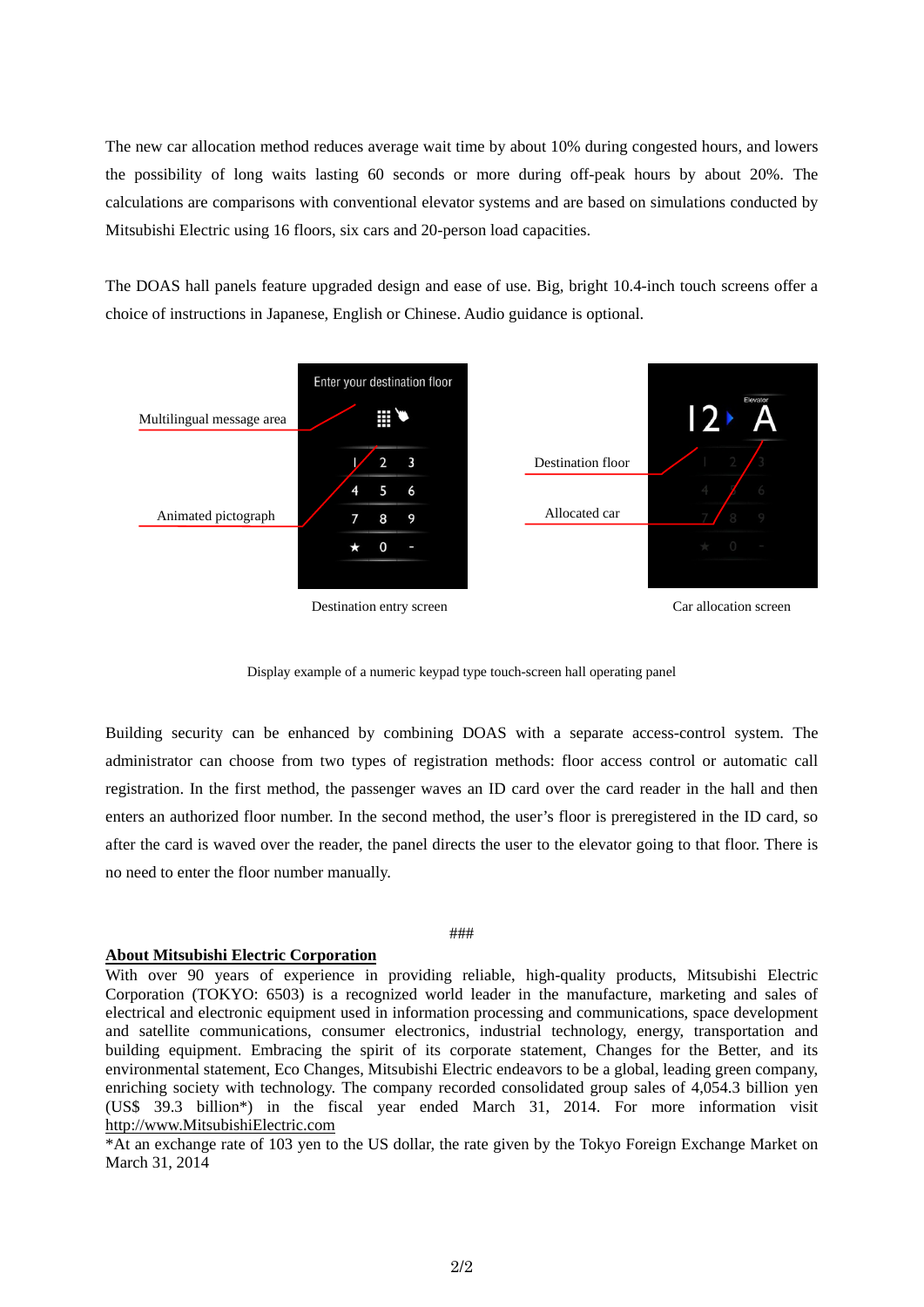The new car allocation method reduces average wait time by about 10% during congested hours, and lowers the possibility of long waits lasting 60 seconds or more during off-peak hours by about 20%. The calculations are comparisons with conventional elevator systems and are based on simulations conducted by Mitsubishi Electric using 16 floors, six cars and 20-person load capacities.

The DOAS hall panels feature upgraded design and ease of use. Big, bright 10.4-inch touch screens offer a choice of instructions in Japanese, English or Chinese. Audio guidance is optional.

Multilingual message area

Animated pictograph

Enter your destination floor

Destination entry screen

Destination floor

Allocated car

Car allocation screen

Display example of a numeric keypad type touch-screen hall operating panel

Building security can be enhanced by combining DOAS with a separate access-control system. The administrator can choose from two types of registration methods: floor access control or automatic call registration. In the first method, the passenger waves an ID card over the card reader in the hall and then enters an authorized floor number. In the second method, the user's floor is preregistered in the ID card, so after the card is waved over the reader, the panel directs the user to the elevator going to that floor. There is no need to enter the floor number manually.

###

**About Mitsubishi Electric Corporation**

With over 90 years of experience in providing reliable, high-quality products, Mitsubishi Electric Corporation (TOKYO: 6503) is a recognized world leader in the manufacture, marketing and sales of electrical and electronic equipment used in information processing and communications, space development and satellite communications, consumer electronics, industrial technology, energy, transportation and building equipment. Embracing the spirit of its corporate statement, Changes for the Better, and its environmental statement, Eco Changes, Mitsubishi Electric endeavors to be a global, leading green company, enriching society with technology. The company recorded consolidated group sales of 4,054.3 billion yen (US$ 39.3 billion*) in the fiscal year ended March 31, 2014. For more information visit http://www.MitsubishiElectric.com

*At an exchange rate of 103 yen to the US dollar, the rate given by the Tokyo Foreign Exchange Market on March 31, 2014